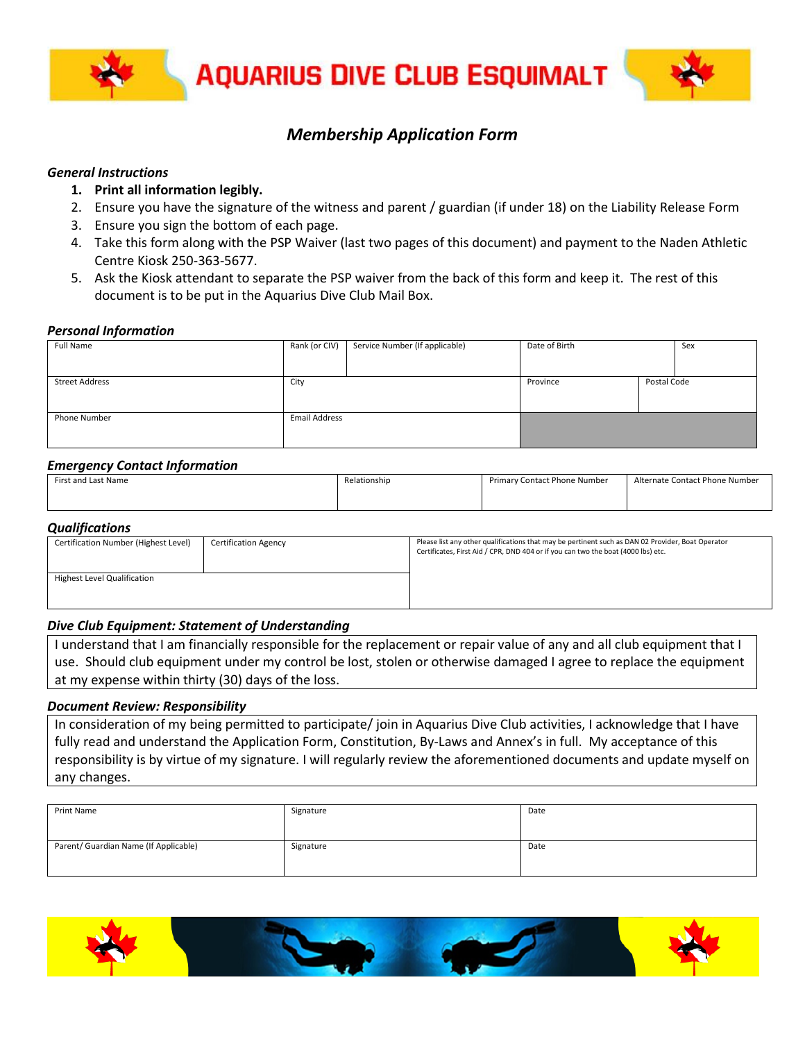# AQUARIUS DIVE CLUB ESQUIMALT

## *Membership Application Form*

### *General Instructions*

1. **Print all information legibly.**
2. Ensure you have the signature of the witness and parent / guardian (if under 18) on the Liability Release Form
3. Ensure you sign the bottom of each page.
4. Take this form along with the PSP Waiver (last two pages of this document) and payment to the Naden Athletic Centre Kiosk 250-363-5677.
5. Ask the Kiosk attendant to separate the PSP waiver from the back of this form and keep it. The rest of this document is to be put in the Aquarius Dive Club Mail Box.

### *Personal Information*

| Full Name | Rank (or CIV) | Service Number (If applicable) | Date of Birth | Sex |
|---|---|---|---|---|
| | | | | |

| Street Address | City | Province | Postal Code |
|---|---|---|---|
| | | | |

| Phone Number | Email Address |
|---|---|
| | |

### *Emergency Contact Information*

| First and Last Name | Relationship | Primary Contact Phone Number | Alternate Contact Phone Number |
|---|---|---|---|
| | | | |

### *Qualifications*

| Certification Number (Highest Level) | Certification Agency | Please list any other qualifications that may be pertinent such as DAN 02 Provider, Boat Operator Certificates, First Aid / CPR, DND 404 or if you can two the boat (4000 lbs) etc. |
|---|---|---|
| | | |
| Highest Level Qualification | | |
| | | |

### *Dive Club Equipment: Statement of Understanding*

I understand that I am financially responsible for the replacement or repair value of any and all club equipment that I use. Should club equipment under my control be lost, stolen or otherwise damaged I agree to replace the equipment at my expense within thirty (30) days of the loss.

### *Document Review: Responsibility*

In consideration of my being permitted to participate/ join in Aquarius Dive Club activities, I acknowledge that I have fully read and understand the Application Form, Constitution, By-Laws and Annex's in full. My acceptance of this responsibility is by virtue of my signature. I will regularly review the aforementioned documents and update myself on any changes.

| Print Name | Signature | Date |
|---|---|---|
| | | |
| Parent/ Guardian Name (If Applicable) | Signature | Date |
| | | |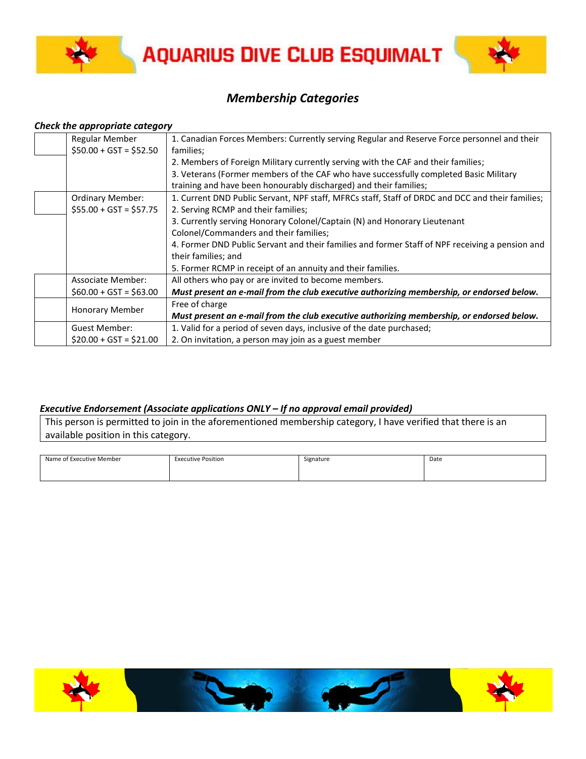## *Membership Categories*

***Check the appropriate category***

| | Category | Eligibility |
|---|---|---|
| | Regular Member<br>$50.00 + GST = $52.50 | 1. Canadian Forces Members: Currently serving Regular and Reserve Force personnel and their families;<br>2. Members of Foreign Military currently serving with the CAF and their families;<br>3. Veterans (Former members of the CAF who have successfully completed Basic Military training and have been honourably discharged) and their families; |
| | Ordinary Member:<br>$55.00 + GST = $57.75 | 1. Current DND Public Servant, NPF staff, MFRCs staff, Staff of DRDC and DCC and their families;<br>2. Serving RCMP and their families;<br>3. Currently serving Honorary Colonel/Captain (N) and Honorary Lieutenant Colonel/Commanders and their families;<br>4. Former DND Public Servant and their families and former Staff of NPF receiving a pension and their families; and<br>5. Former RCMP in receipt of an annuity and their families. |
| | Associate Member:<br>$60.00 + GST = $63.00 | All others who pay or are invited to become members.<br>***Must present an e-mail from the club executive authorizing membership, or endorsed below.*** |
| | Honorary Member | Free of charge<br>***Must present an e-mail from the club executive authorizing membership, or endorsed below.*** |
| | Guest Member:<br>$20.00 + GST = $21.00 | 1. Valid for a period of seven days, inclusive of the date purchased;<br>2. On invitation, a person may join as a guest member |

***Executive Endorsement (Associate applications ONLY – If no approval email provided)***

This person is permitted to join in the aforementioned membership category, I have verified that there is an available position in this category.

| Name of Executive Member | Executive Position | Signature | Date |
|---|---|---|---|
| | | | |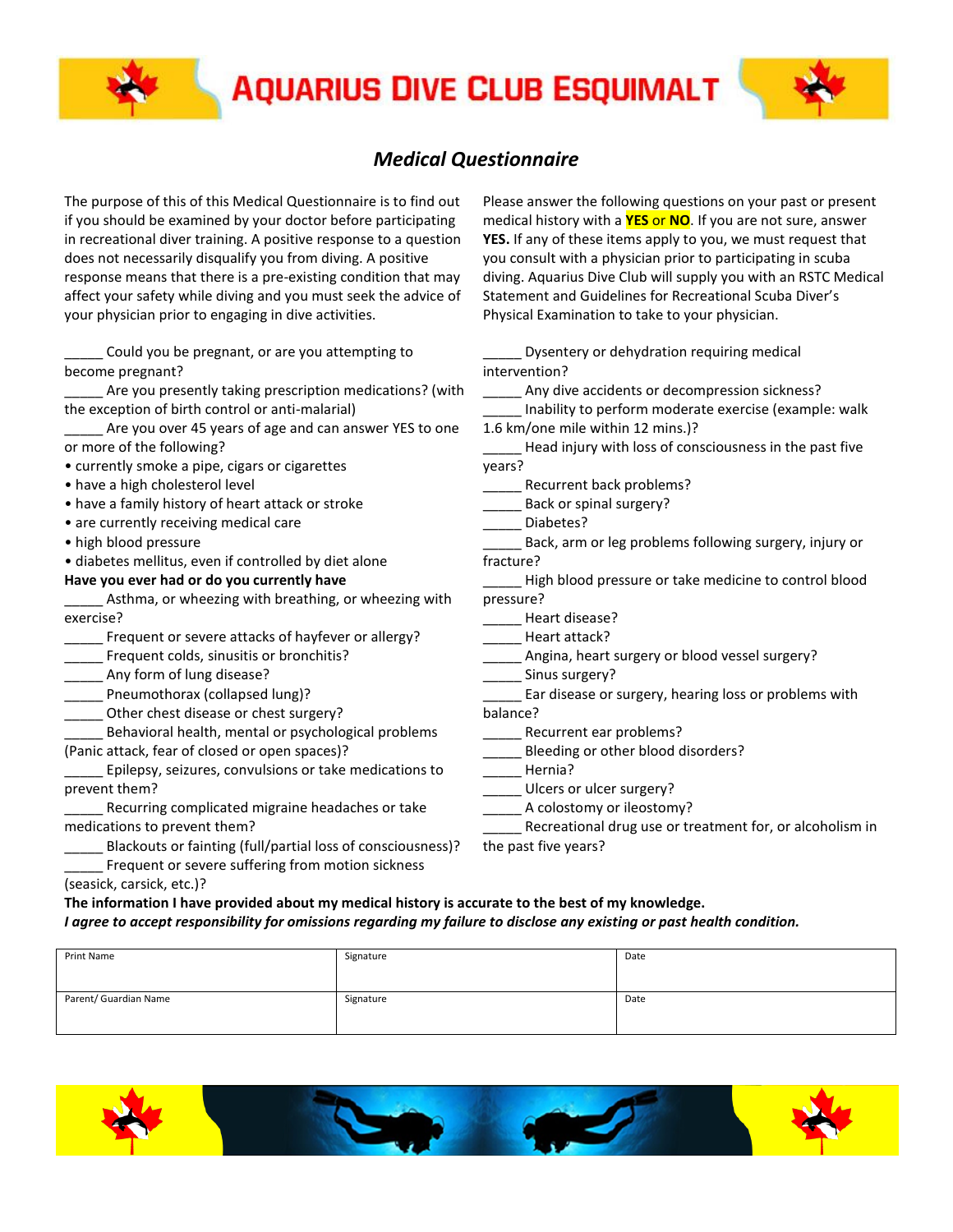# AQUARIUS DIVE CLUB ESQUIMALT

## *Medical Questionnaire*

The purpose of this of this Medical Questionnaire is to find out if you should be examined by your doctor before participating in recreational diver training. A positive response to a question does not necessarily disqualify you from diving. A positive response means that there is a pre-existing condition that may affect your safety while diving and you must seek the advice of your physician prior to engaging in dive activities.

Please answer the following questions on your past or present medical history with a **YES** or **NO**. If you are not sure, answer **YES.** If any of these items apply to you, we must request that you consult with a physician prior to participating in scuba diving. Aquarius Dive Club will supply you with an RSTC Medical Statement and Guidelines for Recreational Scuba Diver's Physical Examination to take to your physician.

_____ Could you be pregnant, or are you attempting to become pregnant?

_____ Are you presently taking prescription medications? (with the exception of birth control or anti-malarial)

_____ Are you over 45 years of age and can answer YES to one or more of the following?

- currently smoke a pipe, cigars or cigarettes
- have a high cholesterol level
- have a family history of heart attack or stroke
- are currently receiving medical care
- high blood pressure
- diabetes mellitus, even if controlled by diet alone

**Have you ever had or do you currently have**

_____ Asthma, or wheezing with breathing, or wheezing with exercise?

_____ Frequent or severe attacks of hayfever or allergy?

_____ Frequent colds, sinusitis or bronchitis?

_____ Any form of lung disease?

_____ Pneumothorax (collapsed lung)?

_____ Other chest disease or chest surgery?

_____ Behavioral health, mental or psychological problems (Panic attack, fear of closed or open spaces)?

_____ Epilepsy, seizures, convulsions or take medications to prevent them?

_____ Recurring complicated migraine headaches or take medications to prevent them?

_____ Blackouts or fainting (full/partial loss of consciousness)?

_____ Frequent or severe suffering from motion sickness (seasick, carsick, etc.)?

_____ Dysentery or dehydration requiring medical intervention?

_____ Any dive accidents or decompression sickness?

_____ Inability to perform moderate exercise (example: walk 1.6 km/one mile within 12 mins.)?

_____ Head injury with loss of consciousness in the past five years?

_____ Recurrent back problems?

_____ Back or spinal surgery?

_____ Diabetes?

_____ Back, arm or leg problems following surgery, injury or fracture?

_____ High blood pressure or take medicine to control blood pressure?

_____ Heart disease?

_____ Heart attack?

_____ Angina, heart surgery or blood vessel surgery?

_____ Sinus surgery?

_____ Ear disease or surgery, hearing loss or problems with balance?

_____ Recurrent ear problems?

_____ Bleeding or other blood disorders?

_____ Hernia?

_____ Ulcers or ulcer surgery?

_____ A colostomy or ileostomy?

_____ Recreational drug use or treatment for, or alcoholism in the past five years?

**The information I have provided about my medical history is accurate to the best of my knowledge.**
***I agree to accept responsibility for omissions regarding my failure to disclose any existing or past health condition.***

| | | |
|---|---|---|
| Print Name | Signature | Date |
| Parent/ Guardian Name | Signature | Date |